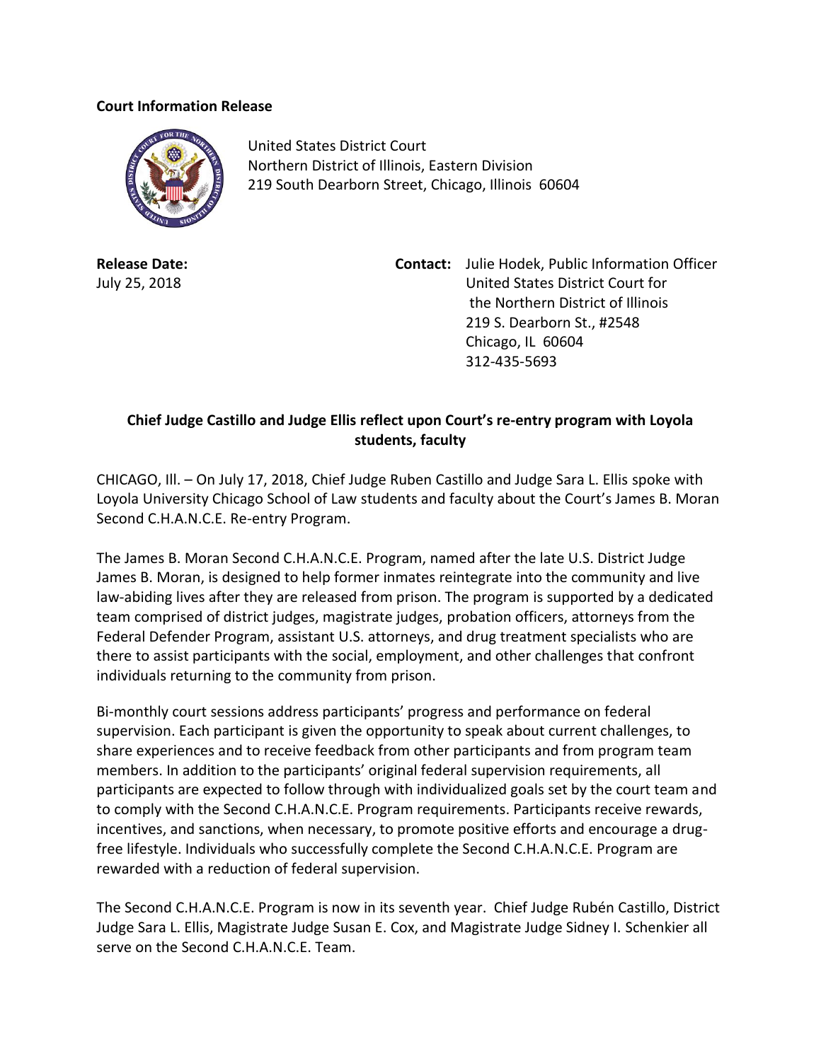**Court Information Release**

United States District Court
Northern District of Illinois, Eastern Division
219 South Dearborn Street, Chicago, Illinois 60604

**Release Date:**
July 25, 2018

**Contact:** Julie Hodek, Public Information Officer
United States District Court for
the Northern District of Illinois
219 S. Dearborn St., #2548
Chicago, IL 60604
312-435-5693

**Chief Judge Castillo and Judge Ellis reflect upon Court's re-entry program with Loyola students, faculty**

CHICAGO, Ill. – On July 17, 2018, Chief Judge Ruben Castillo and Judge Sara L. Ellis spoke with Loyola University Chicago School of Law students and faculty about the Court's James B. Moran Second C.H.A.N.C.E. Re-entry Program.

The James B. Moran Second C.H.A.N.C.E. Program, named after the late U.S. District Judge James B. Moran, is designed to help former inmates reintegrate into the community and live law-abiding lives after they are released from prison. The program is supported by a dedicated team comprised of district judges, magistrate judges, probation officers, attorneys from the Federal Defender Program, assistant U.S. attorneys, and drug treatment specialists who are there to assist participants with the social, employment, and other challenges that confront individuals returning to the community from prison.

Bi-monthly court sessions address participants' progress and performance on federal supervision. Each participant is given the opportunity to speak about current challenges, to share experiences and to receive feedback from other participants and from program team members. In addition to the participants' original federal supervision requirements, all participants are expected to follow through with individualized goals set by the court team and to comply with the Second C.H.A.N.C.E. Program requirements. Participants receive rewards, incentives, and sanctions, when necessary, to promote positive efforts and encourage a drug-free lifestyle. Individuals who successfully complete the Second C.H.A.N.C.E. Program are rewarded with a reduction of federal supervision.

The Second C.H.A.N.C.E. Program is now in its seventh year. Chief Judge Rubén Castillo, District Judge Sara L. Ellis, Magistrate Judge Susan E. Cox, and Magistrate Judge Sidney I. Schenkier all serve on the Second C.H.A.N.C.E. Team.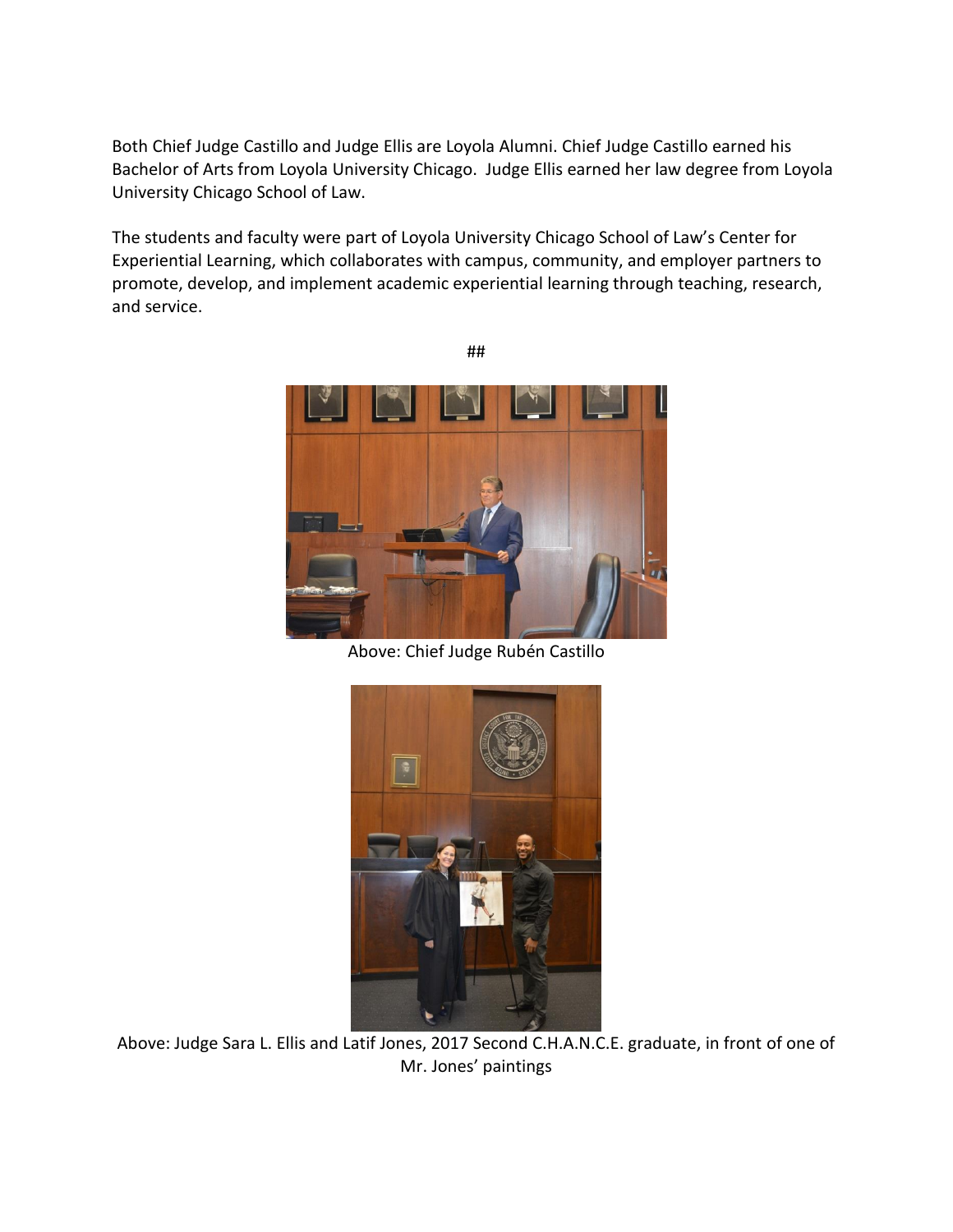Both Chief Judge Castillo and Judge Ellis are Loyola Alumni. Chief Judge Castillo earned his Bachelor of Arts from Loyola University Chicago. Judge Ellis earned her law degree from Loyola University Chicago School of Law.

The students and faculty were part of Loyola University Chicago School of Law's Center for Experiential Learning, which collaborates with campus, community, and employer partners to promote, develop, and implement academic experiential learning through teaching, research, and service.

##

Above: Chief Judge Rubén Castillo

Above: Judge Sara L. Ellis and Latif Jones, 2017 Second C.H.A.N.C.E. graduate, in front of one of Mr. Jones' paintings